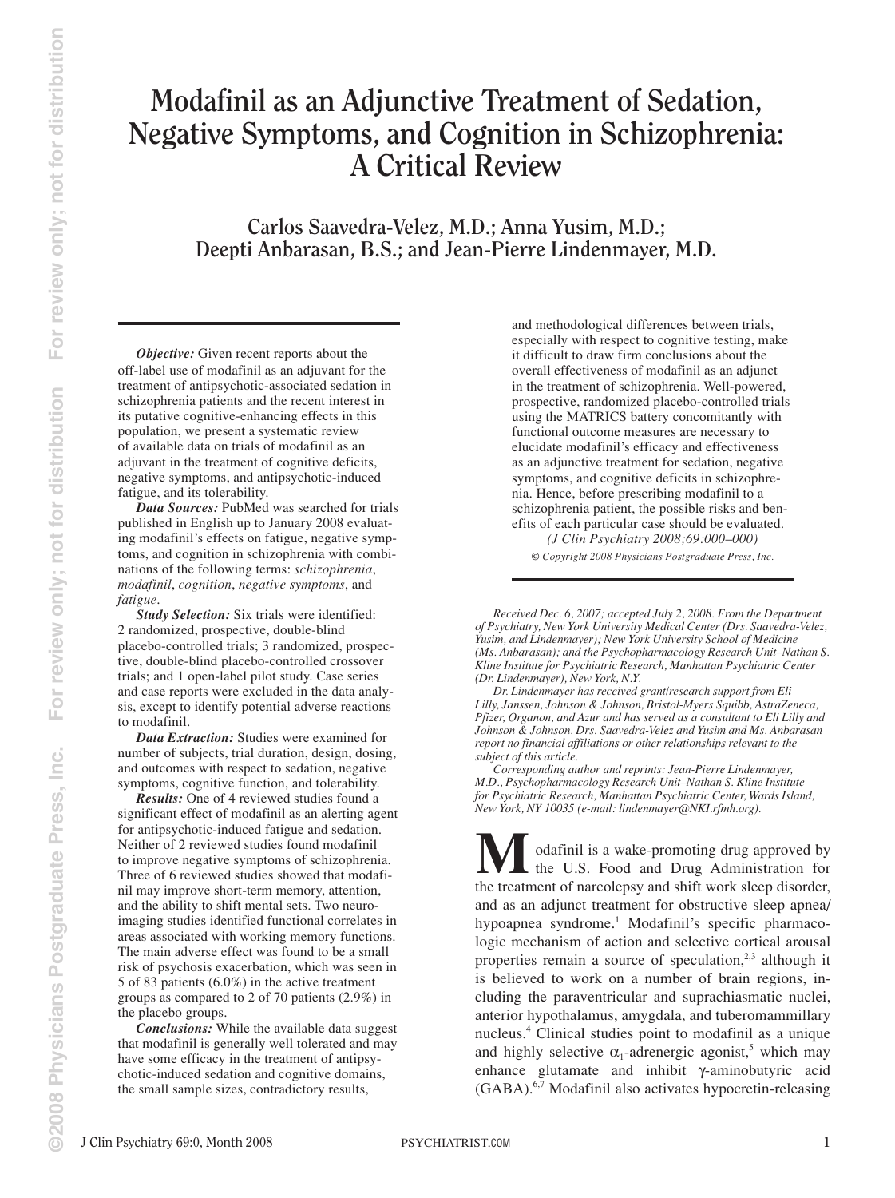# Modafinil as an Adjunctive Treatment of Sedation, Negative Symptoms, and Cognition in Schizophrenia: A Critical Review

**Carlos Saavedra-Velez, M.D.; Anna Yusim, M.D.; Deepti Anbarasan, B.S.; and Jean-Pierre Lindenmayer, M.D.**

***Objective:*** Given recent reports about the off-label use of modafinil as an adjuvant for the treatment of antipsychotic-associated sedation in schizophrenia patients and the recent interest in its putative cognitive-enhancing effects in this population, we present a systematic review of available data on trials of modafinil as an adjuvant in the treatment of cognitive deficits, negative symptoms, and antipsychotic-induced fatigue, and its tolerability.

***Data Sources:*** PubMed was searched for trials published in English up to January 2008 evaluating modafinil's effects on fatigue, negative symptoms, and cognition in schizophrenia with combinations of the following terms: *schizophrenia*, *modafinil*, *cognition*, *negative symptoms*, and *fatigue*.

***Study Selection:*** Six trials were identified: 2 randomized, prospective, double-blind placebo-controlled trials; 3 randomized, prospective, double-blind placebo-controlled crossover trials; and 1 open-label pilot study. Case series and case reports were excluded in the data analysis, except to identify potential adverse reactions to modafinil.

***Data Extraction:*** Studies were examined for number of subjects, trial duration, design, dosing, and outcomes with respect to sedation, negative symptoms, cognitive function, and tolerability.

***Results:*** One of 4 reviewed studies found a significant effect of modafinil as an alerting agent for antipsychotic-induced fatigue and sedation. Neither of 2 reviewed studies found modafinil to improve negative symptoms of schizophrenia. Three of 6 reviewed studies showed that modafinil may improve short-term memory, attention, and the ability to shift mental sets. Two neuroimaging studies identified functional correlates in areas associated with working memory functions. The main adverse effect was found to be a small risk of psychosis exacerbation, which was seen in 5 of 83 patients (6.0%) in the active treatment groups as compared to 2 of 70 patients (2.9%) in the placebo groups.

***Conclusions:*** While the available data suggest that modafinil is generally well tolerated and may have some efficacy in the treatment of antipsychotic-induced sedation and cognitive domains, the small sample sizes, contradictory results, and methodological differences between trials, especially with respect to cognitive testing, make it difficult to draw firm conclusions about the overall effectiveness of modafinil as an adjunct in the treatment of schizophrenia. Well-powered, prospective, randomized placebo-controlled trials using the MATRICS battery concomitantly with functional outcome measures are necessary to elucidate modafinil's efficacy and effectiveness as an adjunctive treatment for sedation, negative symptoms, and cognitive deficits in schizophrenia. Hence, before prescribing modafinil to a schizophrenia patient, the possible risks and benefits of each particular case should be evaluated.

*(J Clin Psychiatry 2008;69:000–000)*

*© Copyright 2008 Physicians Postgraduate Press, Inc.*

*Received Dec. 6, 2007; accepted July 2, 2008. From the Department of Psychiatry, New York University Medical Center (Drs. Saavedra-Velez, Yusim, and Lindenmayer); New York University School of Medicine (Ms. Anbarasan); and the Psychopharmacology Research Unit–Nathan S. Kline Institute for Psychiatric Research, Manhattan Psychiatric Center (Dr. Lindenmayer), New York, N.Y.*

*Dr. Lindenmayer has received grant/research support from Eli Lilly, Janssen, Johnson & Johnson, Bristol-Myers Squibb, AstraZeneca, Pfizer, Organon, and Azur and has served as a consultant to Eli Lilly and Johnson & Johnson. Drs. Saavedra-Velez and Yusim and Ms. Anbarasan report no financial affiliations or other relationships relevant to the subject of this article.*

*Corresponding author and reprints: Jean-Pierre Lindenmayer, M.D., Psychopharmacology Research Unit–Nathan S. Kline Institute for Psychiatric Research, Manhattan Psychiatric Center, Wards Island, New York, NY 10035 (e-mail: lindenmayer@NKI.rfmh.org).*

Modafinil is a wake-promoting drug approved by the U.S. Food and Drug Administration for the treatment of narcolepsy and shift work sleep disorder, and as an adjunct treatment for obstructive sleep apnea/hypoapnea syndrome.[1] Modafinil's specific pharmacologic mechanism of action and selective cortical arousal properties remain a source of speculation,[2,3] although it is believed to work on a number of brain regions, including the paraventricular and suprachiasmatic nuclei, anterior hypothalamus, amygdala, and tuberomammillary nucleus.[4] Clinical studies point to modafinil as a unique and highly selective $\alpha_1$-adrenergic agonist,[5] which may enhance glutamate and inhibit γ-aminobutyric acid (GABA).[6,7] Modafinil also activates hypocretin-releasing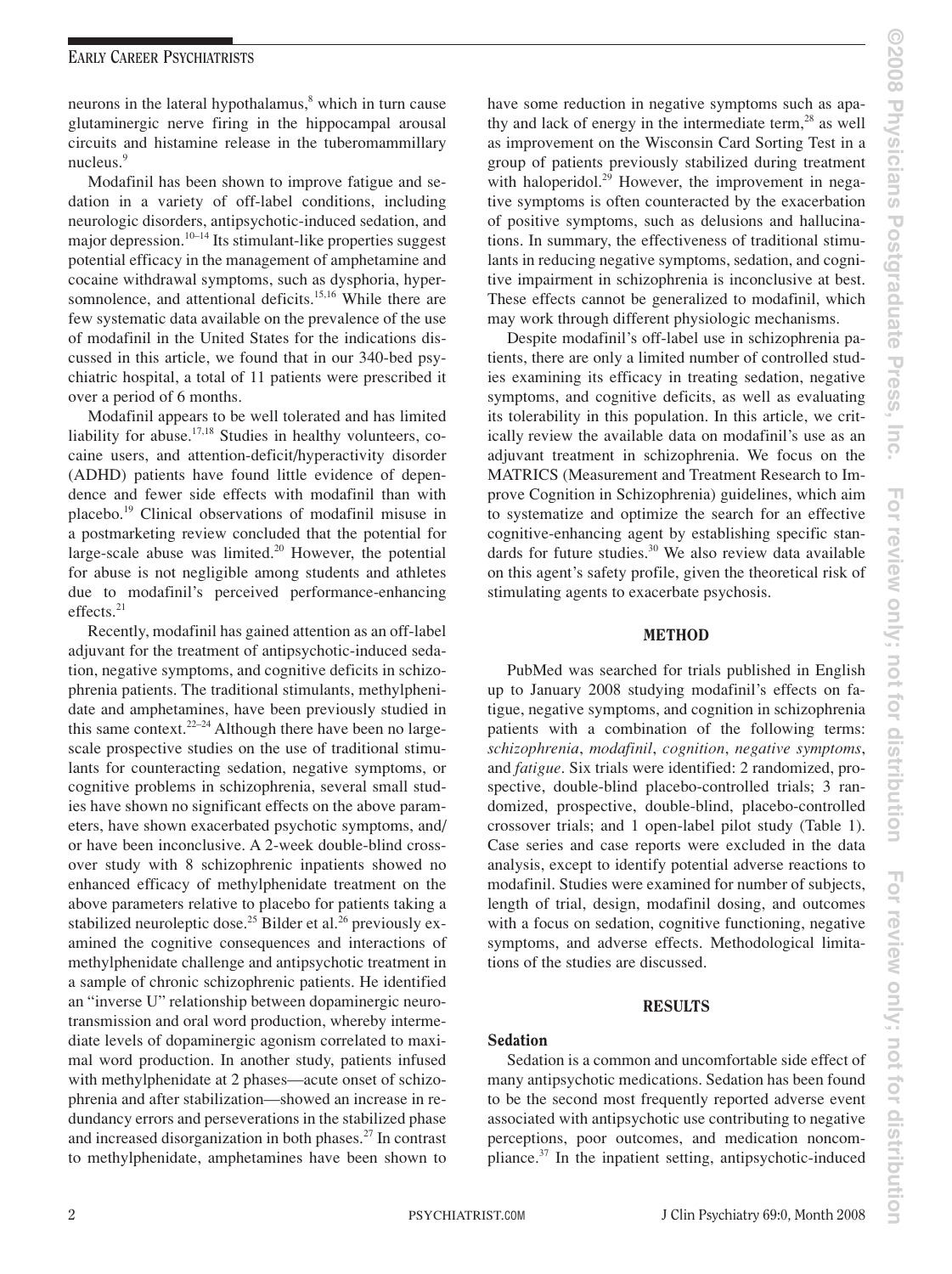neurons in the lateral hypothalamus,[8] which in turn cause glutaminergic nerve firing in the hippocampal arousal circuits and histamine release in the tuberomammillary nucleus.[9]

Modafinil has been shown to improve fatigue and sedation in a variety of off-label conditions, including neurologic disorders, antipsychotic-induced sedation, and major depression.[10–14] Its stimulant-like properties suggest potential efficacy in the management of amphetamine and cocaine withdrawal symptoms, such as dysphoria, hypersomnolence, and attentional deficits.[15,16] While there are few systematic data available on the prevalence of the use of modafinil in the United States for the indications discussed in this article, we found that in our 340-bed psychiatric hospital, a total of 11 patients were prescribed it over a period of 6 months.

Modafinil appears to be well tolerated and has limited liability for abuse.[17,18] Studies in healthy volunteers, cocaine users, and attention-deficit/hyperactivity disorder (ADHD) patients have found little evidence of dependence and fewer side effects with modafinil than with placebo.[19] Clinical observations of modafinil misuse in a postmarketing review concluded that the potential for large-scale abuse was limited.[20] However, the potential for abuse is not negligible among students and athletes due to modafinil's perceived performance-enhancing effects.[21]

Recently, modafinil has gained attention as an off-label adjuvant for the treatment of antipsychotic-induced sedation, negative symptoms, and cognitive deficits in schizophrenia patients. The traditional stimulants, methylphenidate and amphetamines, have been previously studied in this same context.[22–24] Although there have been no large-scale prospective studies on the use of traditional stimulants for counteracting sedation, negative symptoms, or cognitive problems in schizophrenia, several small studies have shown no significant effects on the above parameters, have shown exacerbated psychotic symptoms, and/or have been inconclusive. A 2-week double-blind crossover study with 8 schizophrenic inpatients showed no enhanced efficacy of methylphenidate treatment on the above parameters relative to placebo for patients taking a stabilized neuroleptic dose.[25] Bilder et al.[26] previously examined the cognitive consequences and interactions of methylphenidate challenge and antipsychotic treatment in a sample of chronic schizophrenic patients. He identified an "inverse U" relationship between dopaminergic neurotransmission and oral word production, whereby intermediate levels of dopaminergic agonism correlated to maximal word production. In another study, patients infused with methylphenidate at 2 phases—acute onset of schizophrenia and after stabilization—showed an increase in redundancy errors and perseverations in the stabilized phase and increased disorganization in both phases.[27] In contrast to methylphenidate, amphetamines have been shown to have some reduction in negative symptoms such as apathy and lack of energy in the intermediate term,[28] as well as improvement on the Wisconsin Card Sorting Test in a group of patients previously stabilized during treatment with haloperidol.[29] However, the improvement in negative symptoms is often counteracted by the exacerbation of positive symptoms, such as delusions and hallucinations. In summary, the effectiveness of traditional stimulants in reducing negative symptoms, sedation, and cognitive impairment in schizophrenia is inconclusive at best. These effects cannot be generalized to modafinil, which may work through different physiologic mechanisms.

Despite modafinil's off-label use in schizophrenia patients, there are only a limited number of controlled studies examining its efficacy in treating sedation, negative symptoms, and cognitive deficits, as well as evaluating its tolerability in this population. In this article, we critically review the available data on modafinil's use as an adjuvant treatment in schizophrenia. We focus on the MATRICS (Measurement and Treatment Research to Improve Cognition in Schizophrenia) guidelines, which aim to systematize and optimize the search for an effective cognitive-enhancing agent by establishing specific standards for future studies.[30] We also review data available on this agent's safety profile, given the theoretical risk of stimulating agents to exacerbate psychosis.

## METHOD

PubMed was searched for trials published in English up to January 2008 studying modafinil's effects on fatigue, negative symptoms, and cognition in schizophrenia patients with a combination of the following terms: *schizophrenia*, *modafinil*, *cognition*, *negative symptoms*, and *fatigue*. Six trials were identified: 2 randomized, prospective, double-blind placebo-controlled trials; 3 randomized, prospective, double-blind, placebo-controlled crossover trials; and 1 open-label pilot study (Table 1). Case series and case reports were excluded in the data analysis, except to identify potential adverse reactions to modafinil. Studies were examined for number of subjects, length of trial, design, modafinil dosing, and outcomes with a focus on sedation, cognitive functioning, negative symptoms, and adverse effects. Methodological limitations of the studies are discussed.

## RESULTS

### Sedation

Sedation is a common and uncomfortable side effect of many antipsychotic medications. Sedation has been found to be the second most frequently reported adverse event associated with antipsychotic use contributing to negative perceptions, poor outcomes, and medication noncompliance.[37] In the inpatient setting, antipsychotic-induced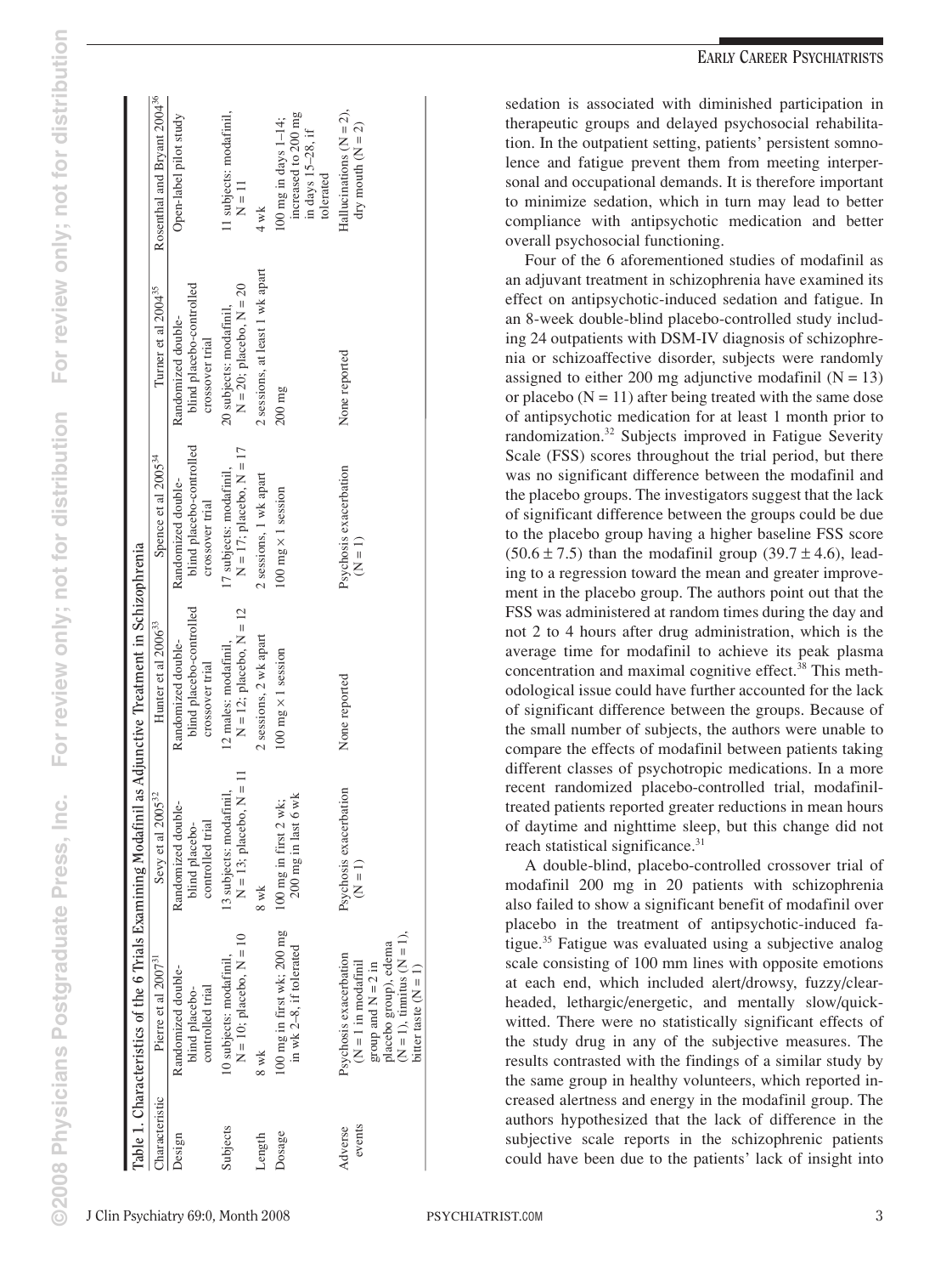Table 1. Characteristics of the 6 Trials Examining Modafinil as Adjunctive Treatment in Schizophrenia

| Characteristic | Pierre et al 2007[31] | Sevy et al 2005[32] | Hunter et al 2006[33] | Spence et al 2005[34] | Turner et al 2004[35] | Rosenthal and Bryant 2004[36] |
|---|---|---|---|---|---|---|
| Design | Randomized double-blind placebo-controlled trial | Randomized double-blind placebo-controlled trial | Randomized double-blind placebo-controlled crossover trial | Randomized double-blind placebo-controlled crossover trial | Randomized double-blind placebo-controlled crossover trial | Open-label pilot study |
| Subjects | 10 subjects: modafinil, N = 10; placebo, N = 10 | 13 subjects: modafinil, N = 13; placebo, N = 11 | 12 males: modafinil, N = 12; placebo, N = 12 | 17 subjects: modafinil, N = 17; placebo, N = 17 | 20 subjects: modafinil, N = 20; placebo, N = 20 | 11 subjects: modafinil, N = 11 |
| Length | 8 wk | 8 wk | 2 sessions, 2 wk apart | 2 sessions, 1 wk apart | 2 sessions, at least 1 wk apart | 4 wk |
| Dosage | 100 mg in first wk; 200 mg in wk 2–8, if tolerated | 100 mg in first 2 wk; 200 mg in last 6 wk | 100 mg × 1 session | 100 mg × 1 session | 200 mg | 100 mg in days 1–14; increased to 200 mg in days 15–28, if tolerated |
| Adverse events | Psychosis exacerbation (N = 1 in modafinil group and N = 2 in placebo group), edema (N = 1), tinnitus (N = 1), bitter taste (N = 1) | Psychosis exacerbation (N = 1) | None reported | Psychosis exacerbation (N = 1) | None reported | Hallucinations (N = 2), dry mouth (N = 2) |

sedation is associated with diminished participation in therapeutic groups and delayed psychosocial rehabilitation. In the outpatient setting, patients' persistent somnolence and fatigue prevent them from meeting interpersonal and occupational demands. It is therefore important to minimize sedation, which in turn may lead to better compliance with antipsychotic medication and better overall psychosocial functioning.

Four of the 6 aforementioned studies of modafinil as an adjuvant treatment in schizophrenia have examined its effect on antipsychotic-induced sedation and fatigue. In an 8-week double-blind placebo-controlled study including 24 outpatients with DSM-IV diagnosis of schizophrenia or schizoaffective disorder, subjects were randomly assigned to either 200 mg adjunctive modafinil (N = 13) or placebo (N = 11) after being treated with the same dose of antipsychotic medication for at least 1 month prior to randomization.[32] Subjects improved in Fatigue Severity Scale (FSS) scores throughout the trial period, but there was no significant difference between the modafinil and the placebo groups. The investigators suggest that the lack of significant difference between the groups could be due to the placebo group having a higher baseline FSS score ($50.6 \pm 7.5$) than the modafinil group ($39.7 \pm 4.6$), leading to a regression toward the mean and greater improvement in the placebo group. The authors point out that the FSS was administered at random times during the day and not 2 to 4 hours after drug administration, which is the average time for modafinil to achieve its peak plasma concentration and maximal cognitive effect.[38] This methodological issue could have further accounted for the lack of significant difference between the groups. Because of the small number of subjects, the authors were unable to compare the effects of modafinil between patients taking different classes of psychotropic medications. In a more recent randomized placebo-controlled trial, modafinil-treated patients reported greater reductions in mean hours of daytime and nighttime sleep, but this change did not reach statistical significance.[31]

A double-blind, placebo-controlled crossover trial of modafinil 200 mg in 20 patients with schizophrenia also failed to show a significant benefit of modafinil over placebo in the treatment of antipsychotic-induced fatigue.[35] Fatigue was evaluated using a subjective analog scale consisting of 100 mm lines with opposite emotions at each end, which included alert/drowsy, fuzzy/clear-headed, lethargic/energetic, and mentally slow/quick-witted. There were no statistically significant effects of the study drug in any of the subjective measures. The results contrasted with the findings of a similar study by the same group in healthy volunteers, which reported increased alertness and energy in the modafinil group. The authors hypothesized that the lack of difference in the subjective scale reports in the schizophrenic patients could have been due to the patients' lack of insight into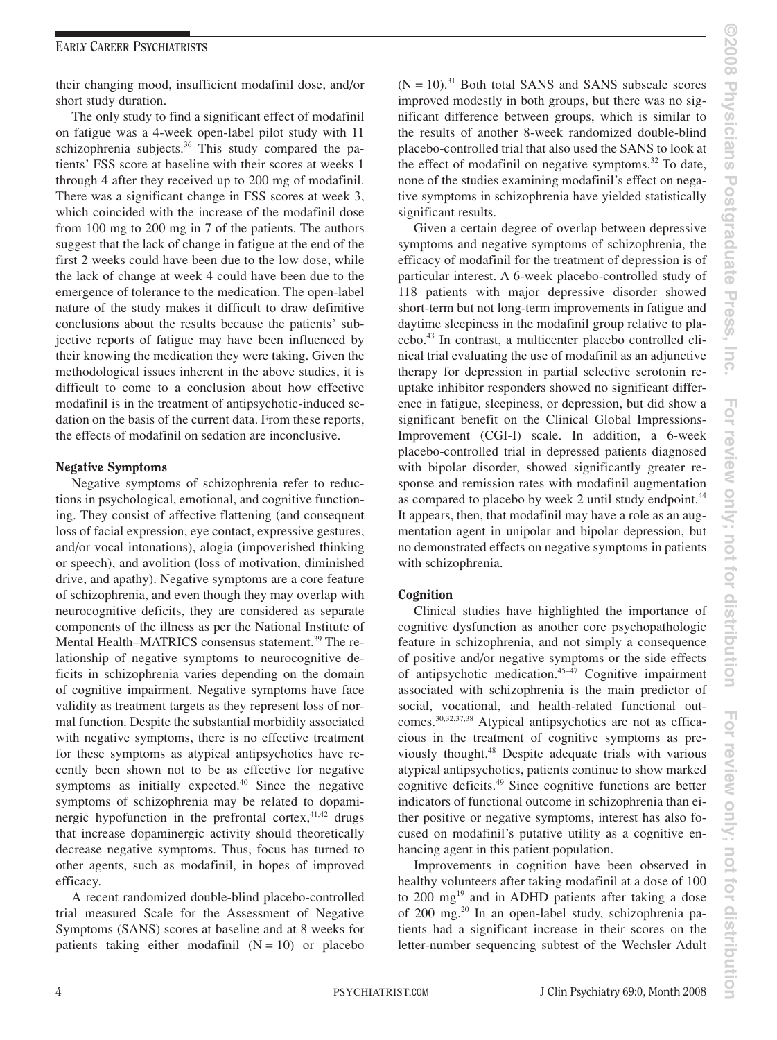their changing mood, insufficient modafinil dose, and/or short study duration.

The only study to find a significant effect of modafinil on fatigue was a 4-week open-label pilot study with 11 schizophrenia subjects.[36] This study compared the patients' FSS score at baseline with their scores at weeks 1 through 4 after they received up to 200 mg of modafinil. There was a significant change in FSS scores at week 3, which coincided with the increase of the modafinil dose from 100 mg to 200 mg in 7 of the patients. The authors suggest that the lack of change in fatigue at the end of the first 2 weeks could have been due to the low dose, while the lack of change at week 4 could have been due to the emergence of tolerance to the medication. The open-label nature of the study makes it difficult to draw definitive conclusions about the results because the patients' subjective reports of fatigue may have been influenced by their knowing the medication they were taking. Given the methodological issues inherent in the above studies, it is difficult to come to a conclusion about how effective modafinil is in the treatment of antipsychotic-induced sedation on the basis of the current data. From these reports, the effects of modafinil on sedation are inconclusive.

### Negative Symptoms

Negative symptoms of schizophrenia refer to reductions in psychological, emotional, and cognitive functioning. They consist of affective flattening (and consequent loss of facial expression, eye contact, expressive gestures, and/or vocal intonations), alogia (impoverished thinking or speech), and avolition (loss of motivation, diminished drive, and apathy). Negative symptoms are a core feature of schizophrenia, and even though they may overlap with neurocognitive deficits, they are considered as separate components of the illness as per the National Institute of Mental Health–MATRICS consensus statement.[39] The relationship of negative symptoms to neurocognitive deficits in schizophrenia varies depending on the domain of cognitive impairment. Negative symptoms have face validity as treatment targets as they represent loss of normal function. Despite the substantial morbidity associated with negative symptoms, there is no effective treatment for these symptoms as atypical antipsychotics have recently been shown not to be as effective for negative symptoms as initially expected.[40] Since the negative symptoms of schizophrenia may be related to dopaminergic hypofunction in the prefrontal cortex,[41,42] drugs that increase dopaminergic activity should theoretically decrease negative symptoms. Thus, focus has turned to other agents, such as modafinil, in hopes of improved efficacy.

A recent randomized double-blind placebo-controlled trial measured Scale for the Assessment of Negative Symptoms (SANS) scores at baseline and at 8 weeks for patients taking either modafinil (N = 10) or placebo (N = 10).[31] Both total SANS and SANS subscale scores improved modestly in both groups, but there was no significant difference between groups, which is similar to the results of another 8-week randomized double-blind placebo-controlled trial that also used the SANS to look at the effect of modafinil on negative symptoms.[32] To date, none of the studies examining modafinil's effect on negative symptoms in schizophrenia have yielded statistically significant results.

Given a certain degree of overlap between depressive symptoms and negative symptoms of schizophrenia, the efficacy of modafinil for the treatment of depression is of particular interest. A 6-week placebo-controlled study of 118 patients with major depressive disorder showed short-term but not long-term improvements in fatigue and daytime sleepiness in the modafinil group relative to placebo.[43] In contrast, a multicenter placebo controlled clinical trial evaluating the use of modafinil as an adjunctive therapy for depression in partial selective serotonin reuptake inhibitor responders showed no significant difference in fatigue, sleepiness, or depression, but did show a significant benefit on the Clinical Global Impressions-Improvement (CGI-I) scale. In addition, a 6-week placebo-controlled trial in depressed patients diagnosed with bipolar disorder, showed significantly greater response and remission rates with modafinil augmentation as compared to placebo by week 2 until study endpoint.[44] It appears, then, that modafinil may have a role as an augmentation agent in unipolar and bipolar depression, but no demonstrated effects on negative symptoms in patients with schizophrenia.

### Cognition

Clinical studies have highlighted the importance of cognitive dysfunction as another core psychopathologic feature in schizophrenia, and not simply a consequence of positive and/or negative symptoms or the side effects of antipsychotic medication.[45–47] Cognitive impairment associated with schizophrenia is the main predictor of social, vocational, and health-related functional outcomes.[30,32,37,38] Atypical antipsychotics are not as efficacious in the treatment of cognitive symptoms as previously thought.[48] Despite adequate trials with various atypical antipsychotics, patients continue to show marked cognitive deficits.[49] Since cognitive functions are better indicators of functional outcome in schizophrenia than either positive or negative symptoms, interest has also focused on modafinil's putative utility as a cognitive enhancing agent in this patient population.

Improvements in cognition have been observed in healthy volunteers after taking modafinil at a dose of 100 to 200 mg[19] and in ADHD patients after taking a dose of 200 mg.[20] In an open-label study, schizophrenia patients had a significant increase in their scores on the letter-number sequencing subtest of the Wechsler Adult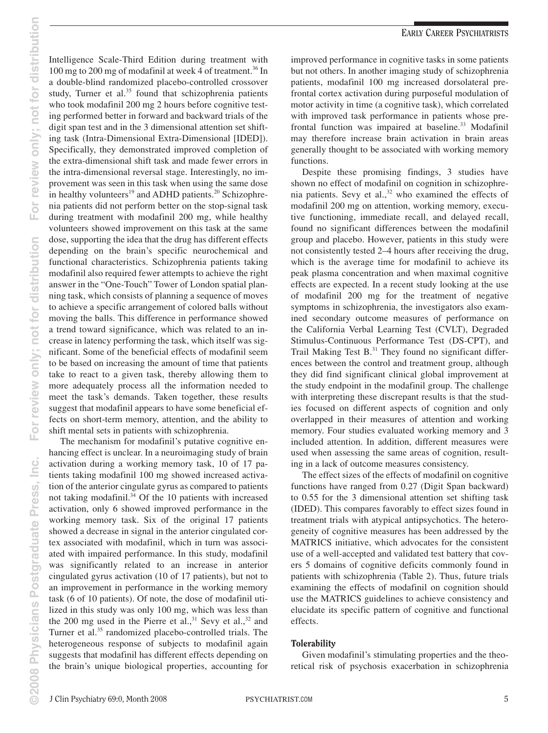Intelligence Scale-Third Edition during treatment with 100 mg to 200 mg of modafinil at week 4 of treatment.[36] In a double-blind randomized placebo-controlled crossover study, Turner et al.[35] found that schizophrenia patients who took modafinil 200 mg 2 hours before cognitive testing performed better in forward and backward trials of the digit span test and in the 3 dimensional attention set shifting task (Intra-Dimensional Extra-Dimensional [IDED]). Specifically, they demonstrated improved completion of the extra-dimensional shift task and made fewer errors in the intra-dimensional reversal stage. Interestingly, no improvement was seen in this task when using the same dose in healthy volunteers[19] and ADHD patients.[20] Schizophrenia patients did not perform better on the stop-signal task during treatment with modafinil 200 mg, while healthy volunteers showed improvement on this task at the same dose, supporting the idea that the drug has different effects depending on the brain's specific neurochemical and functional characteristics. Schizophrenia patients taking modafinil also required fewer attempts to achieve the right answer in the "One-Touch" Tower of London spatial planning task, which consists of planning a sequence of moves to achieve a specific arrangement of colored balls without moving the balls. This difference in performance showed a trend toward significance, which was related to an increase in latency performing the task, which itself was significant. Some of the beneficial effects of modafinil seem to be based on increasing the amount of time that patients take to react to a given task, thereby allowing them to more adequately process all the information needed to meet the task's demands. Taken together, these results suggest that modafinil appears to have some beneficial effects on short-term memory, attention, and the ability to shift mental sets in patients with schizophrenia.

The mechanism for modafinil's putative cognitive enhancing effect is unclear. In a neuroimaging study of brain activation during a working memory task, 10 of 17 patients taking modafinil 100 mg showed increased activation of the anterior cingulate gyrus as compared to patients not taking modafinil.[34] Of the 10 patients with increased activation, only 6 showed improved performance in the working memory task. Six of the original 17 patients showed a decrease in signal in the anterior cingulated cortex associated with modafinil, which in turn was associated with impaired performance. In this study, modafinil was significantly related to an increase in anterior cingulated gyrus activation (10 of 17 patients), but not to an improvement in performance in the working memory task (6 of 10 patients). Of note, the dose of modafinil utilized in this study was only 100 mg, which was less than the 200 mg used in the Pierre et al.,[31] Sevy et al.,[32] and Turner et al.[35] randomized placebo-controlled trials. The heterogeneous response of subjects to modafinil again suggests that modafinil has different effects depending on the brain's unique biological properties, accounting for improved performance in cognitive tasks in some patients but not others. In another imaging study of schizophrenia patients, modafinil 100 mg increased dorsolateral prefrontal cortex activation during purposeful modulation of motor activity in time (a cognitive task), which correlated with improved task performance in patients whose prefrontal function was impaired at baseline.[33] Modafinil may therefore increase brain activation in brain areas generally thought to be associated with working memory functions.

Despite these promising findings, 3 studies have shown no effect of modafinil on cognition in schizophrenia patients. Sevy et al.,[32] who examined the effects of modafinil 200 mg on attention, working memory, executive functioning, immediate recall, and delayed recall, found no significant differences between the modafinil group and placebo. However, patients in this study were not consistently tested 2–4 hours after receiving the drug, which is the average time for modafinil to achieve its peak plasma concentration and when maximal cognitive effects are expected. In a recent study looking at the use of modafinil 200 mg for the treatment of negative symptoms in schizophrenia, the investigators also examined secondary outcome measures of performance on the California Verbal Learning Test (CVLT), Degraded Stimulus-Continuous Performance Test (DS-CPT), and Trail Making Test B.[31] They found no significant differences between the control and treatment group, although they did find significant clinical global improvement at the study endpoint in the modafinil group. The challenge with interpreting these discrepant results is that the studies focused on different aspects of cognition and only overlapped in their measures of attention and working memory. Four studies evaluated working memory and 3 included attention. In addition, different measures were used when assessing the same areas of cognition, resulting in a lack of outcome measures consistency.

The effect sizes of the effects of modafinil on cognitive functions have ranged from 0.27 (Digit Span backward) to 0.55 for the 3 dimensional attention set shifting task (IDED). This compares favorably to effect sizes found in treatment trials with atypical antipsychotics. The heterogeneity of cognitive measures has been addressed by the MATRICS initiative, which advocates for the consistent use of a well-accepted and validated test battery that covers 5 domains of cognitive deficits commonly found in patients with schizophrenia (Table 2). Thus, future trials examining the effects of modafinil on cognition should use the MATRICS guidelines to achieve consistency and elucidate its specific pattern of cognitive and functional effects.

### Tolerability

Given modafinil's stimulating properties and the theoretical risk of psychosis exacerbation in schizophrenia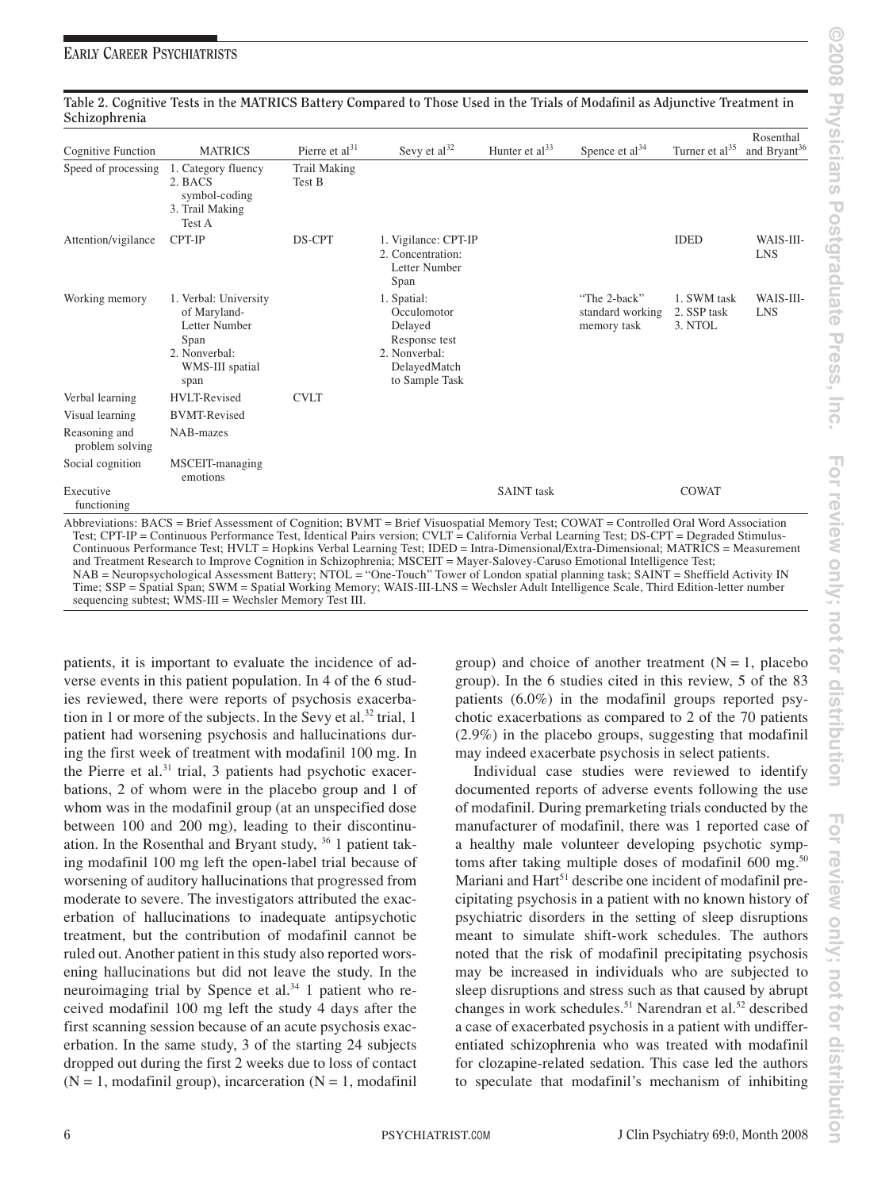**Table 2. Cognitive Tests in the MATRICS Battery Compared to Those Used in the Trials of Modafinil as Adjunctive Treatment in Schizophrenia**

| Cognitive Function | MATRICS | Pierre et al[31] | Sevy et al[32] | Hunter et al[33] | Spence et al[34] | Turner et al[35] | Rosenthal and Bryant[36] |
|---|---|---|---|---|---|---|---|
| Speed of processing | 1. Category fluency 2. BACS symbol-coding 3. Trail Making Test A | Trail Making Test B | | | | | |
| Attention/vigilance | CPT-IP | DS-CPT | 1. Vigilance: CPT-IP 2. Concentration: Letter Number Span | | | IDED | WAIS-III-LNS |
| Working memory | 1. Verbal: University of Maryland-Letter Number Span 2. Nonverbal: WMS-III spatial span | | 1. Spatial: Occulomotor Delayed Response test 2. Nonverbal: DelayedMatch to Sample Task | | "The 2-back" standard working memory task | 1. SWM task 2. SSP task 3. NTOL | WAIS-III-LNS |
| Verbal learning | HVLT-Revised | CVLT | | | | | |
| Visual learning | BVMT-Revised | | | | | | |
| Reasoning and problem solving | NAB-mazes | | | | | | |
| Social cognition | MSCEIT-managing emotions | | | | | | |
| Executive functioning | | | | SAINT task | | COWAT | |

Abbreviations: BACS = Brief Assessment of Cognition; BVMT = Brief Visuospatial Memory Test; COWAT = Controlled Oral Word Association Test; CPT-IP = Continuous Performance Test, Identical Pairs version; CVLT = California Verbal Learning Test; DS-CPT = Degraded Stimulus-Continuous Performance Test; HVLT = Hopkins Verbal Learning Test; IDED = Intra-Dimensional/Extra-Dimensional; MATRICS = Measurement and Treatment Research to Improve Cognition in Schizophrenia; MSCEIT = Mayer-Salovey-Caruso Emotional Intelligence Test; NAB = Neuropsychological Assessment Battery; NTOL = "One-Touch" Tower of London spatial planning task; SAINT = Sheffield Activity IN Time; SSP = Spatial Span; SWM = Spatial Working Memory; WAIS-III-LNS = Wechsler Adult Intelligence Scale, Third Edition-letter number sequencing subtest; WMS-III = Wechsler Memory Test III.

patients, it is important to evaluate the incidence of adverse events in this patient population. In 4 of the 6 studies reviewed, there were reports of psychosis exacerbation in 1 or more of the subjects. In the Sevy et al.[32] trial, 1 patient had worsening psychosis and hallucinations during the first week of treatment with modafinil 100 mg. In the Pierre et al.[31] trial, 3 patients had psychotic exacerbations, 2 of whom were in the placebo group and 1 of whom was in the modafinil group (at an unspecified dose between 100 and 200 mg), leading to their discontinuation. In the Rosenthal and Bryant study, [36] 1 patient taking modafinil 100 mg left the open-label trial because of worsening of auditory hallucinations that progressed from moderate to severe. The investigators attributed the exacerbation of hallucinations to inadequate antipsychotic treatment, but the contribution of modafinil cannot be ruled out. Another patient in this study also reported worsening hallucinations but did not leave the study. In the neuroimaging trial by Spence et al.[34] 1 patient who received modafinil 100 mg left the study 4 days after the first scanning session because of an acute psychosis exacerbation. In the same study, 3 of the starting 24 subjects dropped out during the first 2 weeks due to loss of contact (N = 1, modafinil group), incarceration (N = 1, modafinil group) and choice of another treatment (N = 1, placebo group). In the 6 studies cited in this review, 5 of the 83 patients (6.0%) in the modafinil groups reported psychotic exacerbations as compared to 2 of the 70 patients (2.9%) in the placebo groups, suggesting that modafinil may indeed exacerbate psychosis in select patients.

Individual case studies were reviewed to identify documented reports of adverse events following the use of modafinil. During premarketing trials conducted by the manufacturer of modafinil, there was 1 reported case of a healthy male volunteer developing psychotic symptoms after taking multiple doses of modafinil 600 mg.[50] Mariani and Hart[51] describe one incident of modafinil precipitating psychosis in a patient with no known history of psychiatric disorders in the setting of sleep disruptions meant to simulate shift-work schedules. The authors noted that the risk of modafinil precipitating psychosis may be increased in individuals who are subjected to sleep disruptions and stress such as that caused by abrupt changes in work schedules.[51] Narendran et al.[52] described a case of exacerbated psychosis in a patient with undifferentiated schizophrenia who was treated with modafinil for clozapine-related sedation. This case led the authors to speculate that modafinil's mechanism of inhibiting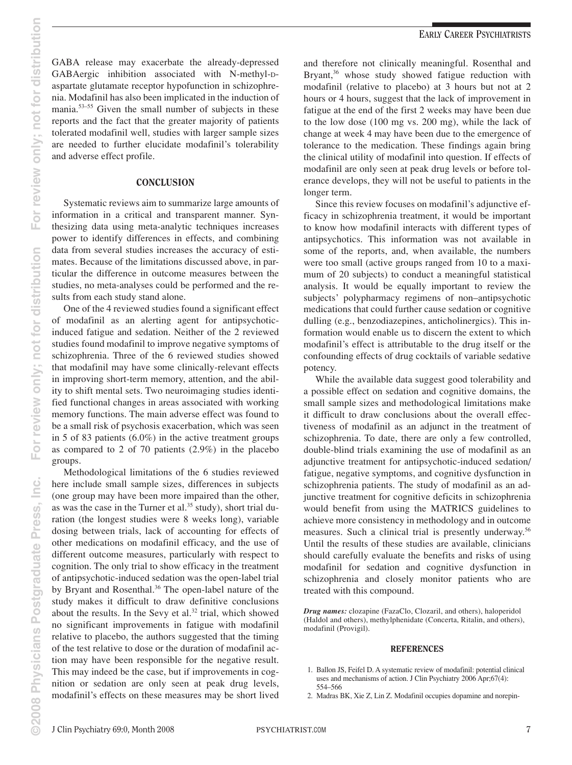GABA release may exacerbate the already-depressed GABAergic inhibition associated with N-methyl-D-aspartate glutamate receptor hypofunction in schizophrenia. Modafinil has also been implicated in the induction of mania.[53–55] Given the small number of subjects in these reports and the fact that the greater majority of patients tolerated modafinil well, studies with larger sample sizes are needed to further elucidate modafinil's tolerability and adverse effect profile.

## CONCLUSION

Systematic reviews aim to summarize large amounts of information in a critical and transparent manner. Synthesizing data using meta-analytic techniques increases power to identify differences in effects, and combining data from several studies increases the accuracy of estimates. Because of the limitations discussed above, in particular the difference in outcome measures between the studies, no meta-analyses could be performed and the results from each study stand alone.

One of the 4 reviewed studies found a significant effect of modafinil as an alerting agent for antipsychotic-induced fatigue and sedation. Neither of the 2 reviewed studies found modafinil to improve negative symptoms of schizophrenia. Three of the 6 reviewed studies showed that modafinil may have some clinically-relevant effects in improving short-term memory, attention, and the ability to shift mental sets. Two neuroimaging studies identified functional changes in areas associated with working memory functions. The main adverse effect was found to be a small risk of psychosis exacerbation, which was seen in 5 of 83 patients (6.0%) in the active treatment groups as compared to 2 of 70 patients (2.9%) in the placebo groups.

Methodological limitations of the 6 studies reviewed here include small sample sizes, differences in subjects (one group may have been more impaired than the other, as was the case in the Turner et al.[35] study), short trial duration (the longest studies were 8 weeks long), variable dosing between trials, lack of accounting for effects of other medications on modafinil efficacy, and the use of different outcome measures, particularly with respect to cognition. The only trial to show efficacy in the treatment of antipsychotic-induced sedation was the open-label trial by Bryant and Rosenthal.[36] The open-label nature of the study makes it difficult to draw definitive conclusions about the results. In the Sevy et al.[32] trial, which showed no significant improvements in fatigue with modafinil relative to placebo, the authors suggested that the timing of the test relative to dose or the duration of modafinil action may have been responsible for the negative result. This may indeed be the case, but if improvements in cognition or sedation are only seen at peak drug levels, modafinil's effects on these measures may be short lived and therefore not clinically meaningful. Rosenthal and Bryant,[36] whose study showed fatigue reduction with modafinil (relative to placebo) at 3 hours but not at 2 hours or 4 hours, suggest that the lack of improvement in fatigue at the end of the first 2 weeks may have been due to the low dose (100 mg vs. 200 mg), while the lack of change at week 4 may have been due to the emergence of tolerance to the medication. These findings again bring the clinical utility of modafinil into question. If effects of modafinil are only seen at peak drug levels or before tolerance develops, they will not be useful to patients in the longer term.

Since this review focuses on modafinil's adjunctive efficacy in schizophrenia treatment, it would be important to know how modafinil interacts with different types of antipsychotics. This information was not available in some of the reports, and, when available, the numbers were too small (active groups ranged from 10 to a maximum of 20 subjects) to conduct a meaningful statistical analysis. It would be equally important to review the subjects' polypharmacy regimens of non–antipsychotic medications that could further cause sedation or cognitive dulling (e.g., benzodiazepines, anticholinergics). This information would enable us to discern the extent to which modafinil's effect is attributable to the drug itself or the confounding effects of drug cocktails of variable sedative potency.

While the available data suggest good tolerability and a possible effect on sedation and cognitive domains, the small sample sizes and methodological limitations make it difficult to draw conclusions about the overall effectiveness of modafinil as an adjunct in the treatment of schizophrenia. To date, there are only a few controlled, double-blind trials examining the use of modafinil as an adjunctive treatment for antipsychotic-induced sedation/fatigue, negative symptoms, and cognitive dysfunction in schizophrenia patients. The study of modafinil as an adjunctive treatment for cognitive deficits in schizophrenia would benefit from using the MATRICS guidelines to achieve more consistency in methodology and in outcome measures. Such a clinical trial is presently underway.[56] Until the results of these studies are available, clinicians should carefully evaluate the benefits and risks of using modafinil for sedation and cognitive dysfunction in schizophrenia and closely monitor patients who are treated with this compound.

***Drug names:*** clozapine (FazaClo, Clozaril, and others), haloperidol (Haldol and others), methylphenidate (Concerta, Ritalin, and others), modafinil (Provigil).

## REFERENCES

1. Ballon JS, Feifel D. A systematic review of modafinil: potential clinical uses and mechanisms of action. J Clin Psychiatry 2006 Apr;67(4): 554–566
2. Madras BK, Xie Z, Lin Z. Modafinil occupies dopamine and norepin-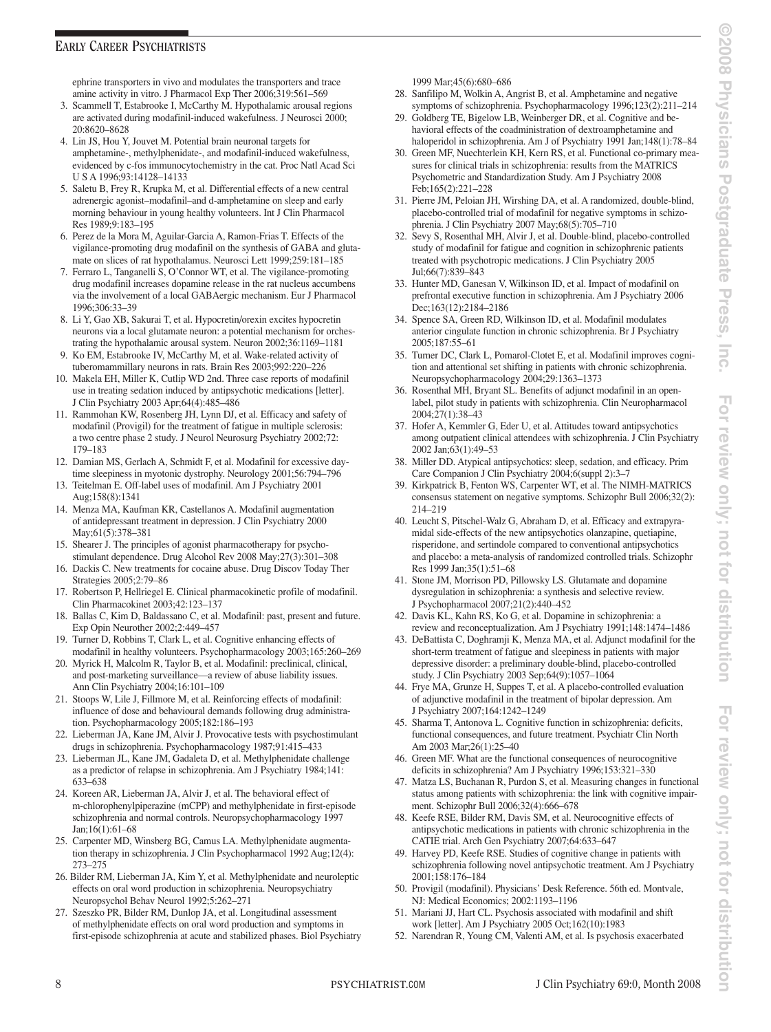ephrine transporters in vivo and modulates the transporters and trace amine activity in vitro. J Pharmacol Exp Ther 2006;319:561–569

3. Scammell T, Estabrooke I, McCarthy M. Hypothalamic arousal regions are activated during modafinil-induced wakefulness. J Neurosci 2000; 20:8620–8628
4. Lin JS, Hou Y, Jouvet M. Potential brain neuronal targets for amphetamine-, methylphenidate-, and modafinil-induced wakefulness, evidenced by c-fos immunocytochemistry in the cat. Proc Natl Acad Sci U S A 1996;93:14128–14133
5. Saletu B, Frey R, Krupka M, et al. Differential effects of a new central adrenergic agonist–modafinil–and d-amphetamine on sleep and early morning behaviour in young healthy volunteers. Int J Clin Pharmacol Res 1989;9:183–195
6. Perez de la Mora M, Aguilar-Garcia A, Ramon-Frias T. Effects of the vigilance-promoting drug modafinil on the synthesis of GABA and glutamate on slices of rat hypothalamus. Neurosci Lett 1999;259:181–185
7. Ferraro L, Tanganelli S, O'Connor WT, et al. The vigilance-promoting drug modafinil increases dopamine release in the rat nucleus accumbens via the involvement of a local GABAergic mechanism. Eur J Pharmacol 1996;306:33–39
8. Li Y, Gao XB, Sakurai T, et al. Hypocretin/orexin excites hypocretin neurons via a local glutamate neuron: a potential mechanism for orchestrating the hypothalamic arousal system. Neuron 2002;36:1169–1181
9. Ko EM, Estabrooke IV, McCarthy M, et al. Wake-related activity of tuberomammillary neurons in rats. Brain Res 2003;992:220–226
10. Makela EH, Miller K, Cutlip WD 2nd. Three case reports of modafinil use in treating sedation induced by antipsychotic medications [letter]. J Clin Psychiatry 2003 Apr;64(4):485–486
11. Rammohan KW, Rosenberg JH, Lynn DJ, et al. Efficacy and safety of modafinil (Provigil) for the treatment of fatigue in multiple sclerosis: a two centre phase 2 study. J Neurol Neurosurg Psychiatry 2002;72: 179–183
12. Damian MS, Gerlach A, Schmidt F, et al. Modafinil for excessive daytime sleepiness in myotonic dystrophy. Neurology 2001;56:794–796
13. Teitelman E. Off-label uses of modafinil. Am J Psychiatry 2001 Aug;158(8):1341
14. Menza MA, Kaufman KR, Castellanos A. Modafinil augmentation of antidepressant treatment in depression. J Clin Psychiatry 2000 May;61(5):378–381
15. Shearer J. The principles of agonist pharmacotherapy for psychostimulant dependence. Drug Alcohol Rev 2008 May;27(3):301–308
16. Dackis C. New treatments for cocaine abuse. Drug Discov Today Ther Strategies 2005;2:79–86
17. Robertson P, Hellriegel E. Clinical pharmacokinetic profile of modafinil. Clin Pharmacokinet 2003;42:123–137
18. Ballas C, Kim D, Baldassano C, et al. Modafinil: past, present and future. Exp Opin Neurother 2002;2:449–457
19. Turner D, Robbins T, Clark L, et al. Cognitive enhancing effects of modafinil in healthy volunteers. Psychopharmacology 2003;165:260–269
20. Myrick H, Malcolm R, Taylor B, et al. Modafinil: preclinical, clinical, and post-marketing surveillance—a review of abuse liability issues. Ann Clin Psychiatry 2004;16:101–109
21. Stoops W, Lile J, Fillmore M, et al. Reinforcing effects of modafinil: influence of dose and behavioural demands following drug administration. Psychopharmacology 2005;182:186–193
22. Lieberman JA, Kane JM, Alvir J. Provocative tests with psychostimulant drugs in schizophrenia. Psychopharmacology 1987;91:415–433
23. Lieberman JL, Kane JM, Gadaleta D, et al. Methylphenidate challenge as a predictor of relapse in schizophrenia. Am J Psychiatry 1984;141: 633–638
24. Koreen AR, Lieberman JA, Alvir J, et al. The behavioral effect of m-chlorophenylpiperazine (mCPP) and methylphenidate in first-episode schizophrenia and normal controls. Neuropsychopharmacology 1997 Jan;16(1):61–68
25. Carpenter MD, Winsberg BG, Camus LA. Methylphenidate augmentation therapy in schizophrenia. J Clin Psychopharmacol 1992 Aug;12(4): 273–275
26. Bilder RM, Lieberman JA, Kim Y, et al. Methylphenidate and neuroleptic effects on oral word production in schizophrenia. Neuropsychiatry Neuropsychol Behav Neurol 1992;5:262–271
27. Szeszko PR, Bilder RM, Dunlop JA, et al. Longitudinal assessment of methylphenidate effects on oral word production and symptoms in first-episode schizophrenia at acute and stabilized phases. Biol Psychiatry 1999 Mar;45(6):680–686
28. Sanfilipo M, Wolkin A, Angrist B, et al. Amphetamine and negative symptoms of schizophrenia. Psychopharmacology 1996;123(2):211–214
29. Goldberg TE, Bigelow LB, Weinberger DR, et al. Cognitive and behavioral effects of the coadministration of dextroamphetamine and haloperidol in schizophrenia. Am J of Psychiatry 1991 Jan;148(1):78–84
30. Green MF, Nuechterlein KH, Kern RS, et al. Functional co-primary measures for clinical trials in schizophrenia: results from the MATRICS Psychometric and Standardization Study. Am J Psychiatry 2008 Feb;165(2):221–228
31. Pierre JM, Peloian JH, Wirshing DA, et al. A randomized, double-blind, placebo-controlled trial of modafinil for negative symptoms in schizophrenia. J Clin Psychiatry 2007 May;68(5):705–710
32. Sevy S, Rosenthal MH, Alvir J, et al. Double-blind, placebo-controlled study of modafinil for fatigue and cognition in schizophrenic patients treated with psychotropic medications. J Clin Psychiatry 2005 Jul;66(7):839–843
33. Hunter MD, Ganesan V, Wilkinson ID, et al. Impact of modafinil on prefrontal executive function in schizophrenia. Am J Psychiatry 2006 Dec;163(12):2184–2186
34. Spence SA, Green RD, Wilkinson ID, et al. Modafinil modulates anterior cingulate function in chronic schizophrenia. Br J Psychiatry 2005;187:55–61
35. Turner DC, Clark L, Pomarol-Clotet E, et al. Modafinil improves cognition and attentional set shifting in patients with chronic schizophrenia. Neuropsychopharmacology 2004;29:1363–1373
36. Rosenthal MH, Bryant SL. Benefits of adjunct modafinil in an open-label, pilot study in patients with schizophrenia. Clin Neuropharmacol 2004;27(1):38–43
37. Hofer A, Kemmler G, Eder U, et al. Attitudes toward antipsychotics among outpatient clinical attendees with schizophrenia. J Clin Psychiatry 2002 Jan;63(1):49–53
38. Miller DD. Atypical antipsychotics: sleep, sedation, and efficacy. Prim Care Companion J Clin Psychiatry 2004;6(suppl 2):3–7
39. Kirkpatrick B, Fenton WS, Carpenter WT, et al. The NIMH-MATRICS consensus statement on negative symptoms. Schizophr Bull 2006;32(2): 214–219
40. Leucht S, Pitschel-Walz G, Abraham D, et al. Efficacy and extrapyramidal side-effects of the new antipsychotics olanzapine, quetiapine, risperidone, and sertindole compared to conventional antipsychotics and placebo: a meta-analysis of randomized controlled trials. Schizophr Res 1999 Jan;35(1):51–68
41. Stone JM, Morrison PD, Pillowsky LS. Glutamate and dopamine dysregulation in schizophrenia: a synthesis and selective review. J Psychopharmacol 2007;21(2):440–452
42. Davis KL, Kahn RS, Ko G, et al. Dopamine in schizophrenia: a review and reconceptualization. Am J Psychiatry 1991;148:1474–1486
43. DeBattista C, Doghramji K, Menza MA, et al. Adjunct modafinil for the short-term treatment of fatigue and sleepiness in patients with major depressive disorder: a preliminary double-blind, placebo-controlled study. J Clin Psychiatry 2003 Sep;64(9):1057–1064
44. Frye MA, Grunze H, Suppes T, et al. A placebo-controlled evaluation of adjunctive modafinil in the treatment of bipolar depression. Am J Psychiatry 2007;164:1242–1249
45. Sharma T, Antonova L. Cognitive function in schizophrenia: deficits, functional consequences, and future treatment. Psychiatr Clin North Am 2003 Mar;26(1):25–40
46. Green MF. What are the functional consequences of neurocognitive deficits in schizophrenia? Am J Psychiatry 1996;153:321–330
47. Matza LS, Buchanan R, Purdon S, et al. Measuring changes in functional status among patients with schizophrenia: the link with cognitive impairment. Schizophr Bull 2006;32(4):666–678
48. Keefe RSE, Bilder RM, Davis SM, et al. Neurocognitive effects of antipsychotic medications in patients with chronic schizophrenia in the CATIE trial. Arch Gen Psychiatry 2007;64:633–647
49. Harvey PD, Keefe RSE. Studies of cognitive change in patients with schizophrenia following novel antipsychotic treatment. Am J Psychiatry 2001;158:176–184
50. Provigil (modafinil). Physicians' Desk Reference. 56th ed. Montvale, NJ: Medical Economics; 2002:1193–1196
51. Mariani JJ, Hart CL. Psychosis associated with modafinil and shift work [letter]. Am J Psychiatry 2005 Oct;162(10):1983
52. Narendran R, Young CM, Valenti AM, et al. Is psychosis exacerbated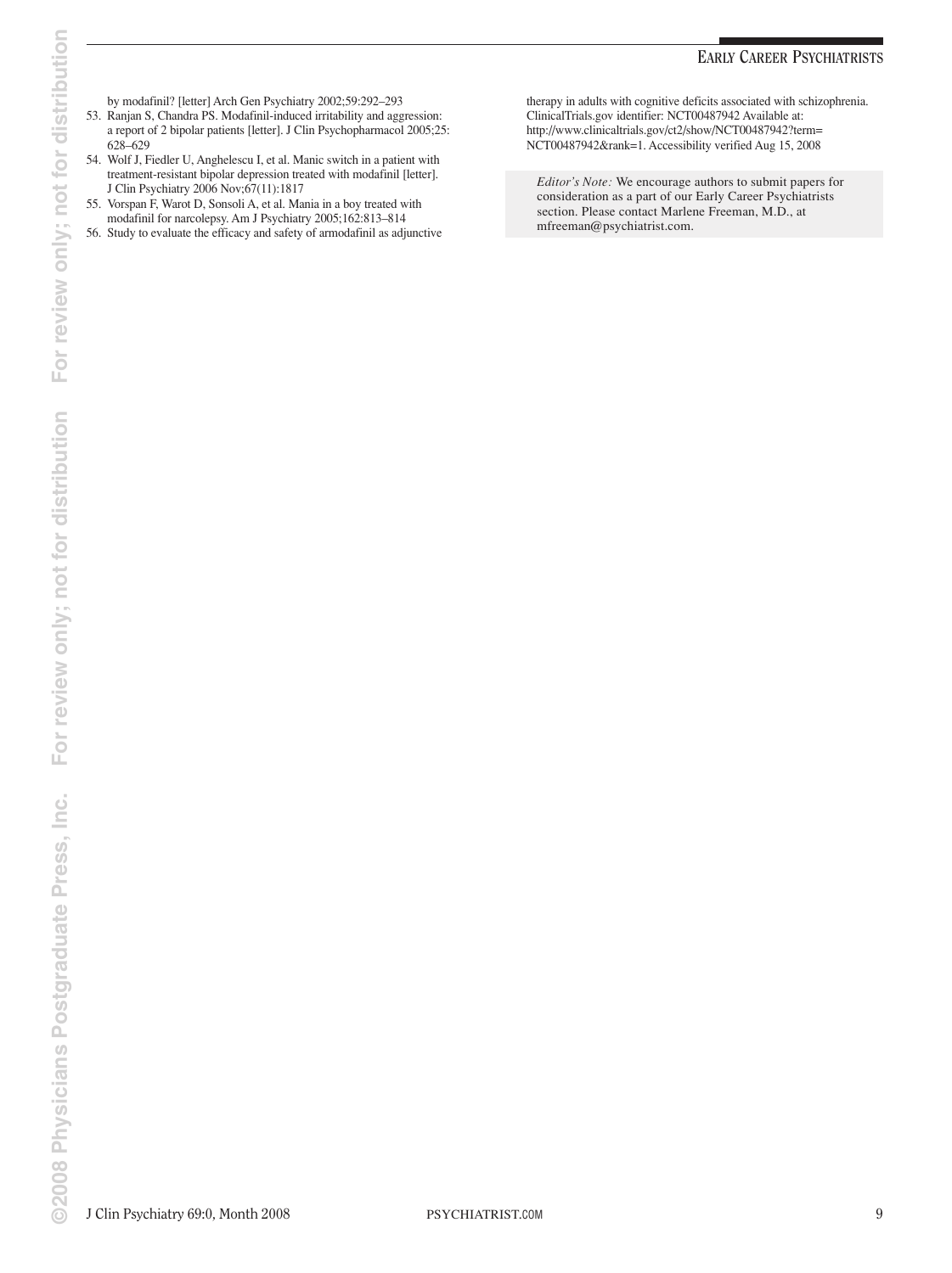by modafinil? [letter] Arch Gen Psychiatry 2002;59:292–293

53. Ranjan S, Chandra PS. Modafinil-induced irritability and aggression: a report of 2 bipolar patients [letter]. J Clin Psychopharmacol 2005;25: 628–629
54. Wolf J, Fiedler U, Anghelescu I, et al. Manic switch in a patient with treatment-resistant bipolar depression treated with modafinil [letter]. J Clin Psychiatry 2006 Nov;67(11):1817
55. Vorspan F, Warot D, Sonsoli A, et al. Mania in a boy treated with modafinil for narcolepsy. Am J Psychiatry 2005;162:813–814
56. Study to evaluate the efficacy and safety of armodafinil as adjunctive therapy in adults with cognitive deficits associated with schizophrenia. ClinicalTrials.gov identifier: NCT00487942 Available at: http://www.clinicaltrials.gov/ct2/show/NCT00487942?term=NCT00487942&rank=1. Accessibility verified Aug 15, 2008

*Editor's Note:* We encourage authors to submit papers for consideration as a part of our Early Career Psychiatrists section. Please contact Marlene Freeman, M.D., at mfreeman@psychiatrist.com.